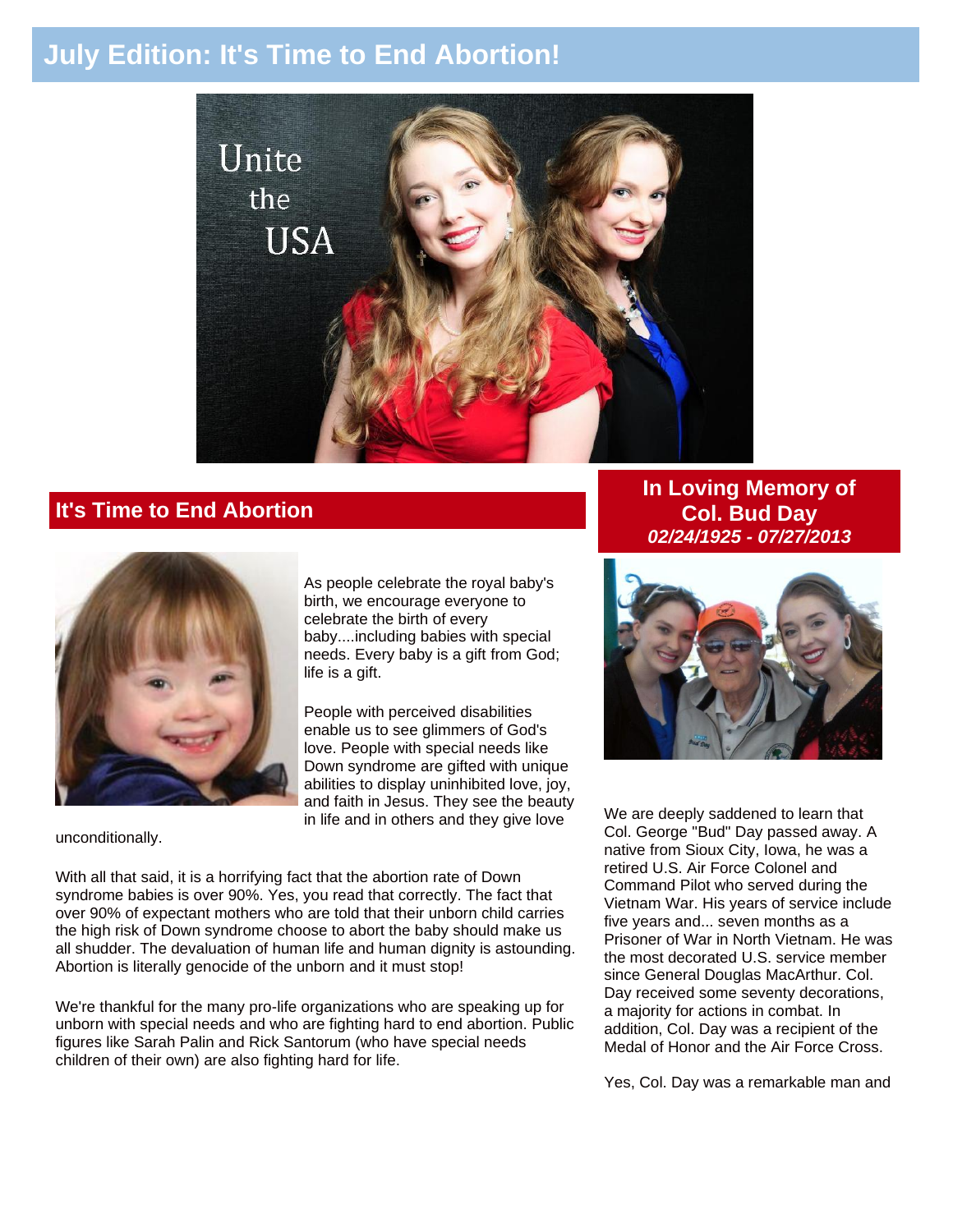# July Edition: It's Time to End Abortion!

Unite the USA

## It's Time to End Abortion

As people celebrate the royal baby's birth, we encourage everyone to celebrate the birth of every baby....including babies with special needs. Every baby is a gift from God; life is a gift.

People with perceived disabilities enable us to see glimmers of God's love. People with special needs like Down syndrome are gifted with unique abilities to display uninhibited love, joy, and faith in Jesus. They see the beauty in life and in others and they give love unconditionally.

With all that said, it is a horrifying fact that the abortion rate of Down syndrome babies is over 90%. Yes, you read that correctly. The fact that over 90% of expectant mothers who are told that their unborn child carries the high risk of Down syndrome choose to abort the baby should make us all shudder. The devaluation of human life and human dignity is astounding. Abortion is literally genocide of the unborn and it must stop!

We're thankful for the many pro-life organizations who are speaking up for unborn with special needs and who are fighting hard to end abortion. Public figures like Sarah Palin and Rick Santorum (who have special needs children of their own) are also fighting hard for life.

## In Loving Memory of Col. Bud Day

***02/24/1925 - 07/27/2013***

We are deeply saddened to learn that Col. George "Bud" Day passed away. A native from Sioux City, Iowa, he was a retired U.S. Air Force Colonel and Command Pilot who served during the Vietnam War. His years of service include five years and... seven months as a Prisoner of War in North Vietnam. He was the most decorated U.S. service member since General Douglas MacArthur. Col. Day received some seventy decorations, a majority for actions in combat. In addition, Col. Day was a recipient of the Medal of Honor and the Air Force Cross.

Yes, Col. Day was a remarkable man and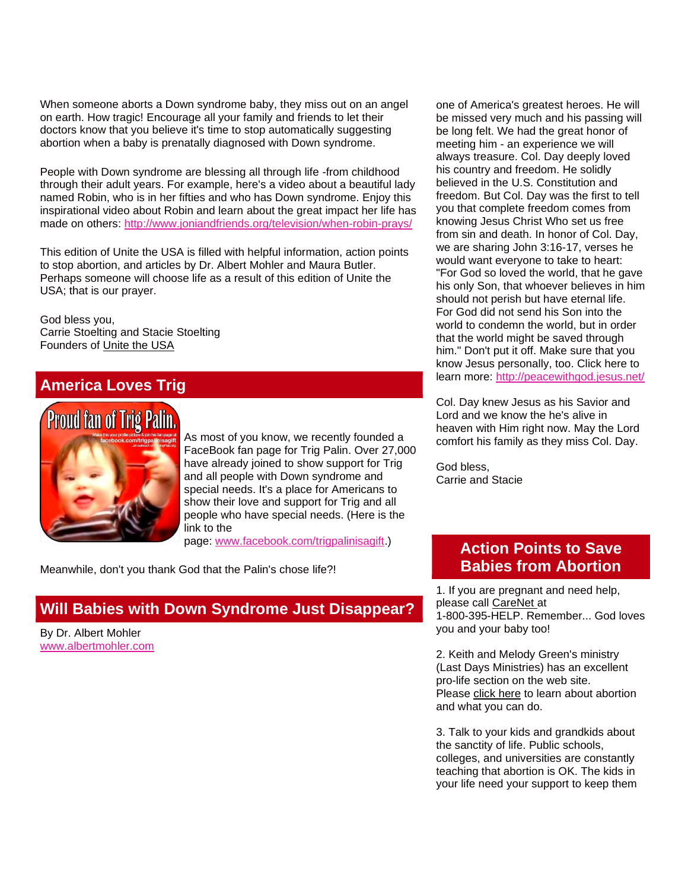When someone aborts a Down syndrome baby, they miss out on an angel on earth. How tragic! Encourage all your family and friends to let their doctors know that you believe it's time to stop automatically suggesting abortion when a baby is prenatally diagnosed with Down syndrome.

People with Down syndrome are blessing all through life -from childhood through their adult years. For example, here's a video about a beautiful lady named Robin, who is in her fifties and who has Down syndrome. Enjoy this inspirational video about Robin and learn about the great impact her life has made on others: http://www.joniandfriends.org/television/when-robin-prays/

This edition of Unite the USA is filled with helpful information, action points to stop abortion, and articles by Dr. Albert Mohler and Maura Butler. Perhaps someone will choose life as a result of this edition of Unite the USA; that is our prayer.

God bless you,
Carrie Stoelting and Stacie Stoelting
Founders of Unite the USA

## America Loves Trig

As most of you know, we recently founded a FaceBook fan page for Trig Palin. Over 27,000 have already joined to show support for Trig and all people with Down syndrome and special needs. It's a place for Americans to show their love and support for Trig and all people who have special needs. (Here is the link to the page: www.facebook.com/trigpalinisagift.)

Meanwhile, don't you thank God that the Palin's chose life?!

## Will Babies with Down Syndrome Just Disappear?

By Dr. Albert Mohler
www.albertmohler.com

one of America's greatest heroes. He will be missed very much and his passing will be long felt. We had the great honor of meeting him - an experience we will always treasure. Col. Day deeply loved his country and freedom. He solidly believed in the U.S. Constitution and freedom. But Col. Day was the first to tell you that complete freedom comes from knowing Jesus Christ Who set us free from sin and death. In honor of Col. Day, we are sharing John 3:16-17, verses he would want everyone to take to heart: "For God so loved the world, that he gave his only Son, that whoever believes in him should not perish but have eternal life. For God did not send his Son into the world to condemn the world, but in order that the world might be saved through him." Don't put it off. Make sure that you know Jesus personally, too. Click here to learn more: http://peacewithgod.jesus.net/

Col. Day knew Jesus as his Savior and Lord and we know the he's alive in heaven with Him right now. May the Lord comfort his family as they miss Col. Day.

God bless,
Carrie and Stacie

## Action Points to Save Babies from Abortion

1. If you are pregnant and need help, please call CareNet at 1-800-395-HELP. Remember... God loves you and your baby too!

2. Keith and Melody Green's ministry (Last Days Ministries) has an excellent pro-life section on the web site. Please click here to learn about abortion and what you can do.

3. Talk to your kids and grandkids about the sanctity of life. Public schools, colleges, and universities are constantly teaching that abortion is OK. The kids in your life need your support to keep them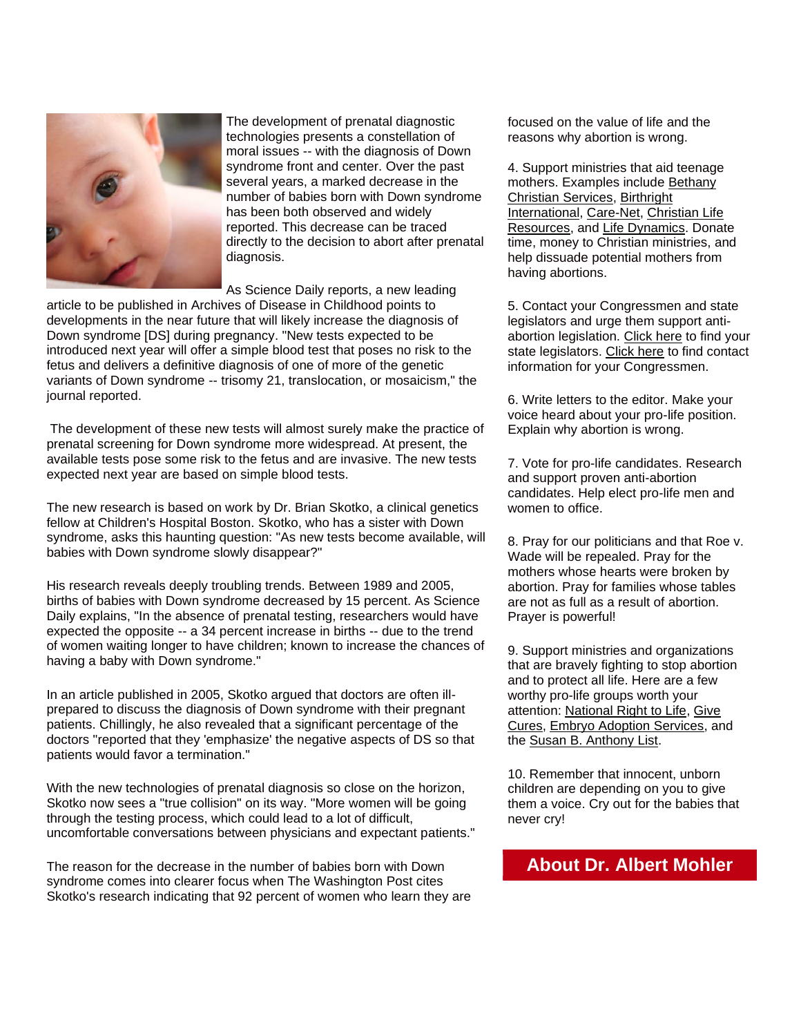The development of prenatal diagnostic technologies presents a constellation of moral issues -- with the diagnosis of Down syndrome front and center. Over the past several years, a marked decrease in the number of babies born with Down syndrome has been both observed and widely reported. This decrease can be traced directly to the decision to abort after prenatal diagnosis.

As Science Daily reports, a new leading article to be published in Archives of Disease in Childhood points to developments in the near future that will likely increase the diagnosis of Down syndrome [DS] during pregnancy. "New tests expected to be introduced next year will offer a simple blood test that poses no risk to the fetus and delivers a definitive diagnosis of one of more of the genetic variants of Down syndrome -- trisomy 21, translocation, or mosaicism," the journal reported.

The development of these new tests will almost surely make the practice of prenatal screening for Down syndrome more widespread. At present, the available tests pose some risk to the fetus and are invasive. The new tests expected next year are based on simple blood tests.

The new research is based on work by Dr. Brian Skotko, a clinical genetics fellow at Children's Hospital Boston. Skotko, who has a sister with Down syndrome, asks this haunting question: "As new tests become available, will babies with Down syndrome slowly disappear?"

His research reveals deeply troubling trends. Between 1989 and 2005, births of babies with Down syndrome decreased by 15 percent. As Science Daily explains, "In the absence of prenatal testing, researchers would have expected the opposite -- a 34 percent increase in births -- due to the trend of women waiting longer to have children; known to increase the chances of having a baby with Down syndrome."

In an article published in 2005, Skotko argued that doctors are often ill-prepared to discuss the diagnosis of Down syndrome with their pregnant patients. Chillingly, he also revealed that a significant percentage of the doctors "reported that they 'emphasize' the negative aspects of DS so that patients would favor a termination."

With the new technologies of prenatal diagnosis so close on the horizon, Skotko now sees a "true collision" on its way. "More women will be going through the testing process, which could lead to a lot of difficult, uncomfortable conversations between physicians and expectant patients."

The reason for the decrease in the number of babies born with Down syndrome comes into clearer focus when The Washington Post cites Skotko's research indicating that 92 percent of women who learn they are

focused on the value of life and the reasons why abortion is wrong.

4. Support ministries that aid teenage mothers. Examples include Bethany Christian Services, Birthright International, Care-Net, Christian Life Resources, and Life Dynamics. Donate time, money to Christian ministries, and help dissuade potential mothers from having abortions.

5. Contact your Congressmen and state legislators and urge them support anti-abortion legislation. Click here to find your state legislators. Click here to find contact information for your Congressmen.

6. Write letters to the editor. Make your voice heard about your pro-life position. Explain why abortion is wrong.

7. Vote for pro-life candidates. Research and support proven anti-abortion candidates. Help elect pro-life men and women to office.

8. Pray for our politicians and that Roe v. Wade will be repealed. Pray for the mothers whose hearts were broken by abortion. Pray for families whose tables are not as full as a result of abortion. Prayer is powerful!

9. Support ministries and organizations that are bravely fighting to stop abortion and to protect all life. Here are a few worthy pro-life groups worth your attention: National Right to Life, Give Cures, Embryo Adoption Services, and the Susan B. Anthony List.

10. Remember that innocent, unborn children are depending on you to give them a voice. Cry out for the babies that never cry!

## About Dr. Albert Mohler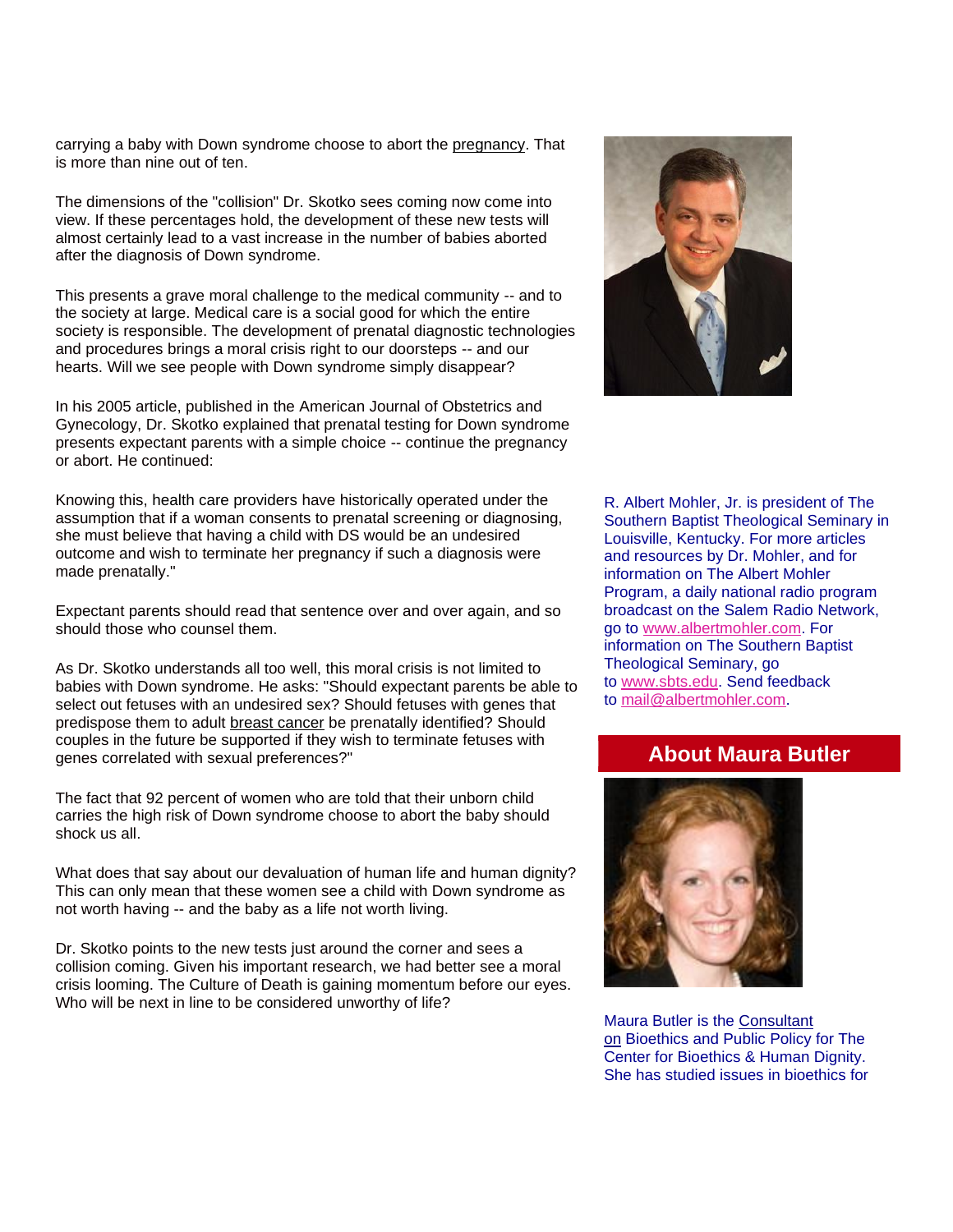carrying a baby with Down syndrome choose to abort the pregnancy. That is more than nine out of ten.

The dimensions of the "collision" Dr. Skotko sees coming now come into view. If these percentages hold, the development of these new tests will almost certainly lead to a vast increase in the number of babies aborted after the diagnosis of Down syndrome.

This presents a grave moral challenge to the medical community -- and to the society at large. Medical care is a social good for which the entire society is responsible. The development of prenatal diagnostic technologies and procedures brings a moral crisis right to our doorsteps -- and our hearts. Will we see people with Down syndrome simply disappear?

In his 2005 article, published in the American Journal of Obstetrics and Gynecology, Dr. Skotko explained that prenatal testing for Down syndrome presents expectant parents with a simple choice -- continue the pregnancy or abort. He continued:

Knowing this, health care providers have historically operated under the assumption that if a woman consents to prenatal screening or diagnosing, she must believe that having a child with DS would be an undesired outcome and wish to terminate her pregnancy if such a diagnosis were made prenatally."

Expectant parents should read that sentence over and over again, and so should those who counsel them.

As Dr. Skotko understands all too well, this moral crisis is not limited to babies with Down syndrome. He asks: "Should expectant parents be able to select out fetuses with an undesired sex? Should fetuses with genes that predispose them to adult breast cancer be prenatally identified? Should couples in the future be supported if they wish to terminate fetuses with genes correlated with sexual preferences?"

The fact that 92 percent of women who are told that their unborn child carries the high risk of Down syndrome choose to abort the baby should shock us all.

What does that say about our devaluation of human life and human dignity? This can only mean that these women see a child with Down syndrome as not worth having -- and the baby as a life not worth living.

Dr. Skotko points to the new tests just around the corner and sees a collision coming. Given his important research, we had better see a moral crisis looming. The Culture of Death is gaining momentum before our eyes. Who will be next in line to be considered unworthy of life?

R. Albert Mohler, Jr. is president of The Southern Baptist Theological Seminary in Louisville, Kentucky. For more articles and resources by Dr. Mohler, and for information on The Albert Mohler Program, a daily national radio program broadcast on the Salem Radio Network, go to www.albertmohler.com. For information on The Southern Baptist Theological Seminary, go to www.sbts.edu. Send feedback to mail@albertmohler.com.

## About Maura Butler

Maura Butler is the Consultant on Bioethics and Public Policy for The Center for Bioethics & Human Dignity. She has studied issues in bioethics for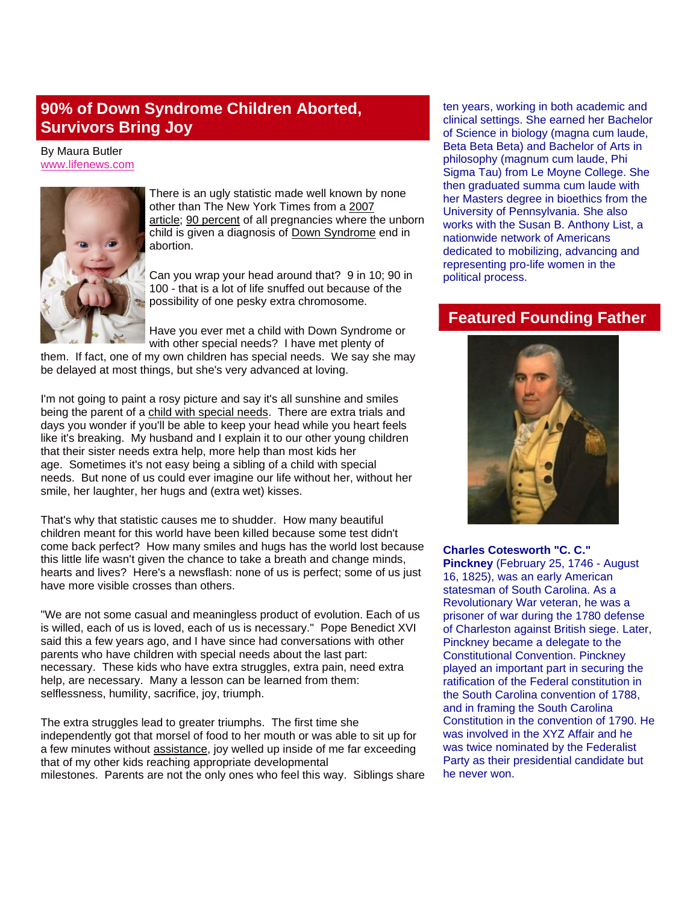## 90% of Down Syndrome Children Aborted, Survivors Bring Joy

By Maura Butler
www.lifenews.com

There is an ugly statistic made well known by none other than The New York Times from a 2007 article; 90 percent of all pregnancies where the unborn child is given a diagnosis of Down Syndrome end in abortion.

Can you wrap your head around that? 9 in 10; 90 in 100 - that is a lot of life snuffed out because of the possibility of one pesky extra chromosome.

Have you ever met a child with Down Syndrome or with other special needs? I have met plenty of them. If fact, one of my own children has special needs. We say she may be delayed at most things, but she's very advanced at loving.

I'm not going to paint a rosy picture and say it's all sunshine and smiles being the parent of a child with special needs. There are extra trials and days you wonder if you'll be able to keep your head while you heart feels like it's breaking. My husband and I explain it to our other young children that their sister needs extra help, more help than most kids her age. Sometimes it's not easy being a sibling of a child with special needs. But none of us could ever imagine our life without her, without her smile, her laughter, her hugs and (extra wet) kisses.

That's why that statistic causes me to shudder. How many beautiful children meant for this world have been killed because some test didn't come back perfect? How many smiles and hugs has the world lost because this little life wasn't given the chance to take a breath and change minds, hearts and lives? Here's a newsflash: none of us is perfect; some of us just have more visible crosses than others.

"We are not some casual and meaningless product of evolution. Each of us is willed, each of us is loved, each of us is necessary." Pope Benedict XVI said this a few years ago, and I have since had conversations with other parents who have children with special needs about the last part: necessary. These kids who have extra struggles, extra pain, need extra help, are necessary. Many a lesson can be learned from them: selflessness, humility, sacrifice, joy, triumph.

The extra struggles lead to greater triumphs. The first time she independently got that morsel of food to her mouth or was able to sit up for a few minutes without assistance, joy welled up inside of me far exceeding that of my other kids reaching appropriate developmental milestones. Parents are not the only ones who feel this way. Siblings share

ten years, working in both academic and clinical settings. She earned her Bachelor of Science in biology (magna cum laude, Beta Beta Beta) and Bachelor of Arts in philosophy (magnum cum laude, Phi Sigma Tau) from Le Moyne College. She then graduated summa cum laude with her Masters degree in bioethics from the University of Pennsylvania. She also works with the Susan B. Anthony List, a nationwide network of Americans dedicated to mobilizing, advancing and representing pro-life women in the political process.

## Featured Founding Father

**Charles Cotesworth "C. C." Pinckney** (February 25, 1746 - August 16, 1825), was an early American statesman of South Carolina. As a Revolutionary War veteran, he was a prisoner of war during the 1780 defense of Charleston against British siege. Later, Pinckney became a delegate to the Constitutional Convention. Pinckney played an important part in securing the ratification of the Federal constitution in the South Carolina convention of 1788, and in framing the South Carolina Constitution in the convention of 1790. He was involved in the XYZ Affair and he was twice nominated by the Federalist Party as their presidential candidate but he never won.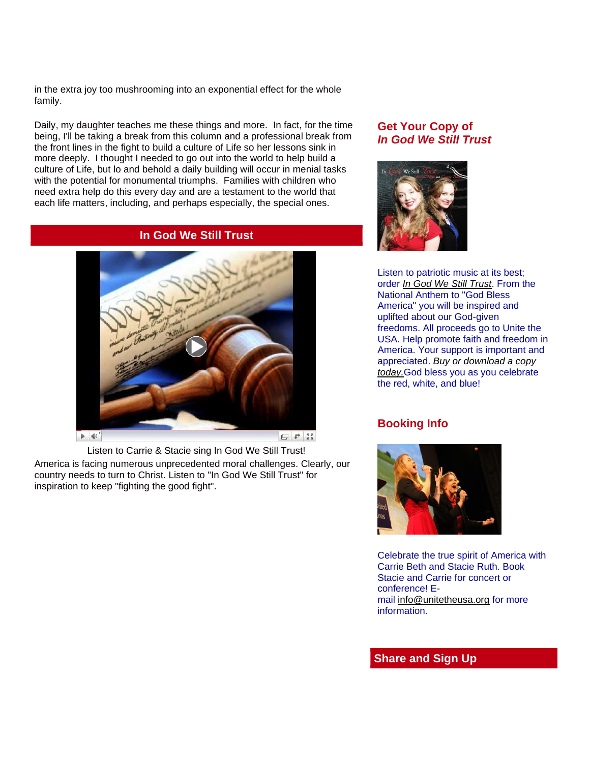in the extra joy too mushrooming into an exponential effect for the whole family.

Daily, my daughter teaches me these things and more. In fact, for the time being, I'll be taking a break from this column and a professional break from the front lines in the fight to build a culture of Life so her lessons sink in more deeply. I thought I needed to go out into the world to help build a culture of Life, but lo and behold a daily building will occur in menial tasks with the potential for monumental triumphs. Families with children who need extra help do this every day and are a testament to the world that each life matters, including, and perhaps especially, the special ones.

## In God We Still Trust

Listen to Carrie & Stacie sing In God We Still Trust!

America is facing numerous unprecedented moral challenges. Clearly, our country needs to turn to Christ. Listen to "In God We Still Trust" for inspiration to keep "fighting the good fight".

## Get Your Copy of *In God We Still Trust*

Listen to patriotic music at its best; order *In God We Still Trust*. From the National Anthem to "God Bless America" you will be inspired and uplifted about our God-given freedoms. All proceeds go to Unite the USA. Help promote faith and freedom in America. Your support is important and appreciated. *Buy or download a copy today.* God bless you as you celebrate the red, white, and blue!

## Booking Info

Celebrate the true spirit of America with Carrie Beth and Stacie Ruth. Book Stacie and Carrie for concert or conference! E-mail info@unitetheusa.org for more information.

## Share and Sign Up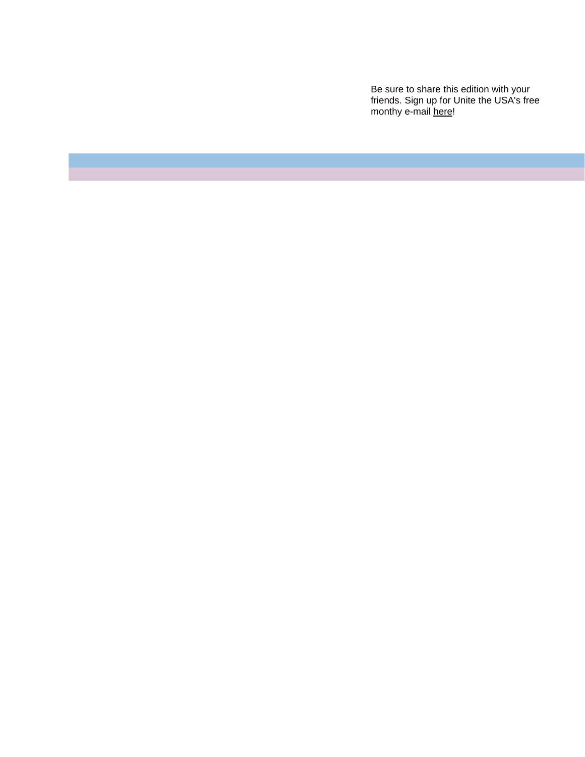Be sure to share this edition with your friends. Sign up for Unite the USA's free monthy e-mail here!